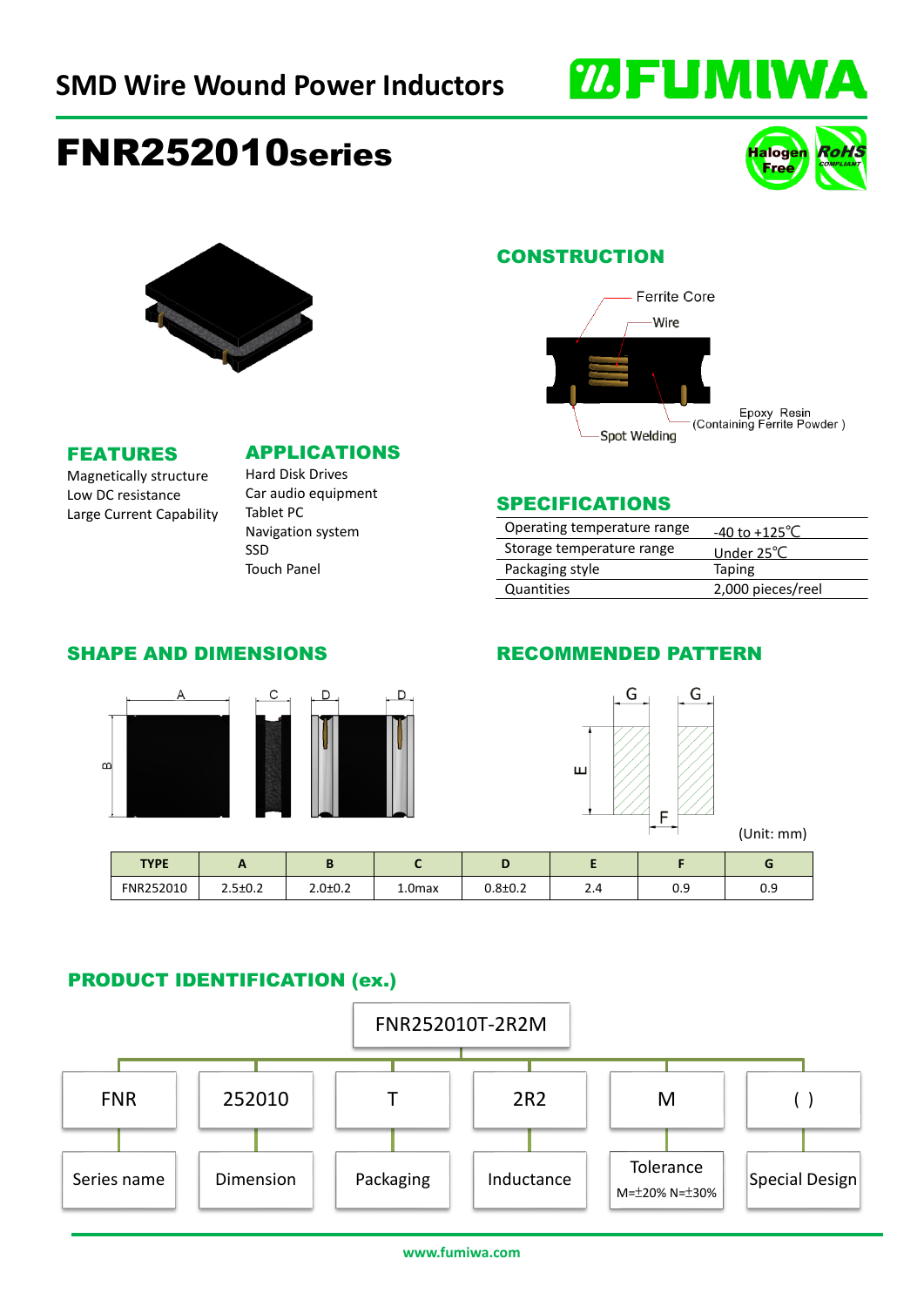# SMD Wire Wound Power Inductors

## FNR252010series

Halogen Free | RoHS COMPLIANT

### CONSTRUCTION

Ferrite Core
Wire
Epoxy Resin (Containing Ferrite Powder )
Spot Welding

### FEATURES

Magnetically structure
Low DC resistance
Large Current Capability

### APPLICATIONS

Hard Disk Drives
Car audio equipment
Tablet PC
Navigation system
SSD
Touch Panel

### SPECIFICATIONS

| | |
|---|---|
| Operating temperature range | -40 to +125℃ |
| Storage temperature range | Under 25℃ |
| Packaging style | Taping |
| Quantities | 2,000 pieces/reel |

### SHAPE AND DIMENSIONS

### RECOMMENDED PATTERN

(Unit: mm)

| TYPE | A | B | C | D | E | F | G |
|---|---|---|---|---|---|---|---|
| FNR252010 | 2.5±0.2 | 2.0±0.2 | 1.0max | 0.8±0.2 | 2.4 | 0.9 | 0.9 |

### PRODUCT IDENTIFICATION (ex.)

FNR252010T-2R2M

| FNR | 252010 | T | 2R2 | M | ( ) |
|---|---|---|---|---|---|
| Series name | Dimension | Packaging | Inductance | Tolerance M=±20% N=±30% | Special Design |

www.fumiwa.com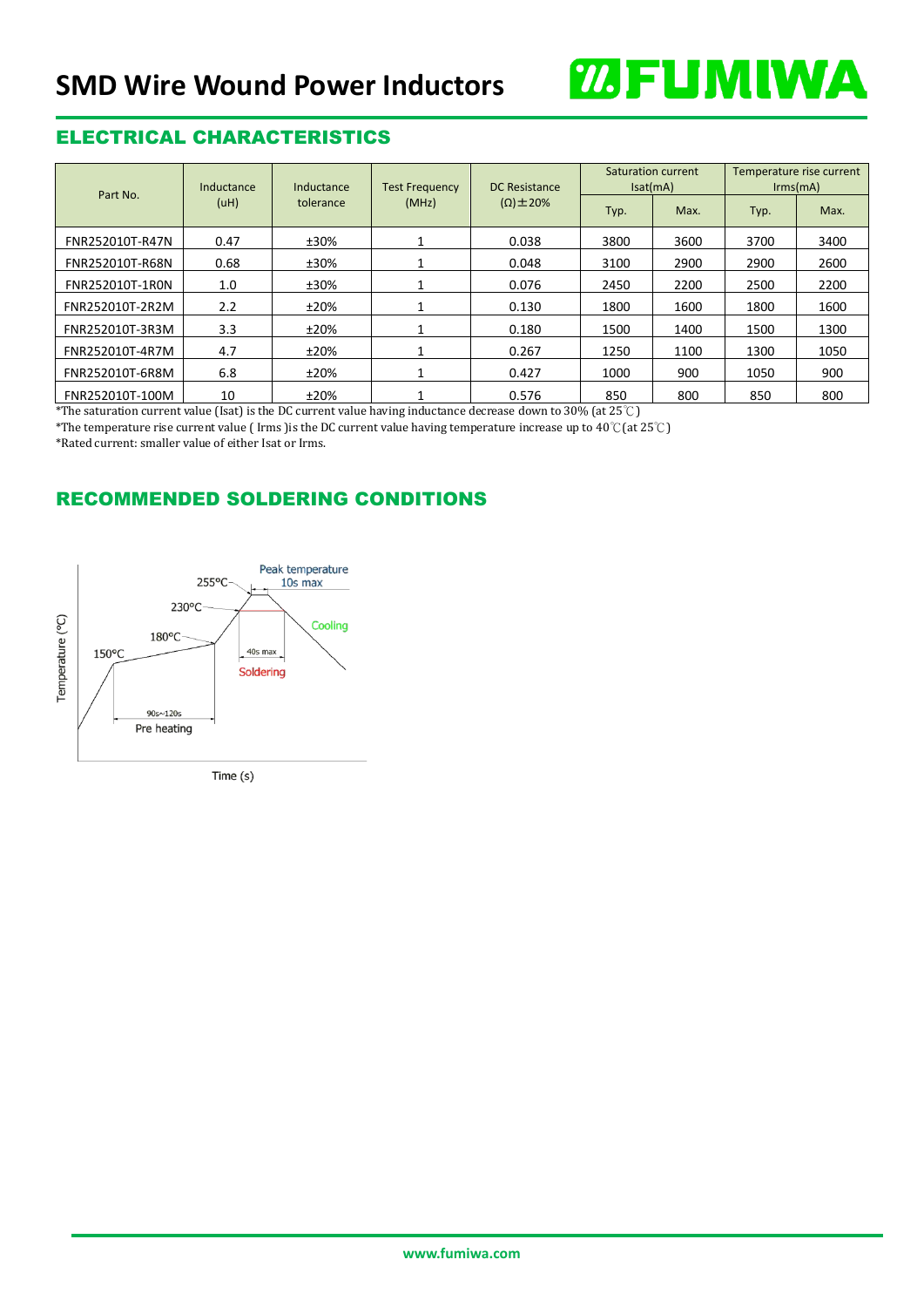## ELECTRICAL CHARACTERISTICS

| Part No. | Inductance (uH) | Inductance tolerance | Test Frequency (MHz) | DC Resistance (Ω)±20% | Saturation current Isat(mA) | | Temperature rise current Irms(mA) | |
|---|---|---|---|---|---|---|---|---|
| | | | | | Typ. | Max. | Typ. | Max. |
| FNR252010T-R47N | 0.47 | ±30% | 1 | 0.038 | 3800 | 3600 | 3700 | 3400 |
| FNR252010T-R68N | 0.68 | ±30% | 1 | 0.048 | 3100 | 2900 | 2900 | 2600 |
| FNR252010T-1R0N | 1.0 | ±30% | 1 | 0.076 | 2450 | 2200 | 2500 | 2200 |
| FNR252010T-2R2M | 2.2 | ±20% | 1 | 0.130 | 1800 | 1600 | 1800 | 1600 |
| FNR252010T-3R3M | 3.3 | ±20% | 1 | 0.180 | 1500 | 1400 | 1500 | 1300 |
| FNR252010T-4R7M | 4.7 | ±20% | 1 | 0.267 | 1250 | 1100 | 1300 | 1050 |
| FNR252010T-6R8M | 6.8 | ±20% | 1 | 0.427 | 1000 | 900 | 1050 | 900 |
| FNR252010T-100M | 10 | ±20% | 1 | 0.576 | 850 | 800 | 850 | 800 |

*The saturation current value (Isat) is the DC current value having inductance decrease down to 30% (at 25℃)

*The temperature rise current value ( Irms )is the DC current value having temperature increase up to 40℃(at 25℃)

*Rated current: smaller value of either Isat or Irms.

## RECOMMENDED SOLDERING CONDITIONS

Temperature (°C)

255°C — Peak temperature 10s max

230°C

180°C

150°C

90s~120s Pre heating

40s max Soldering

Cooling

Time (s)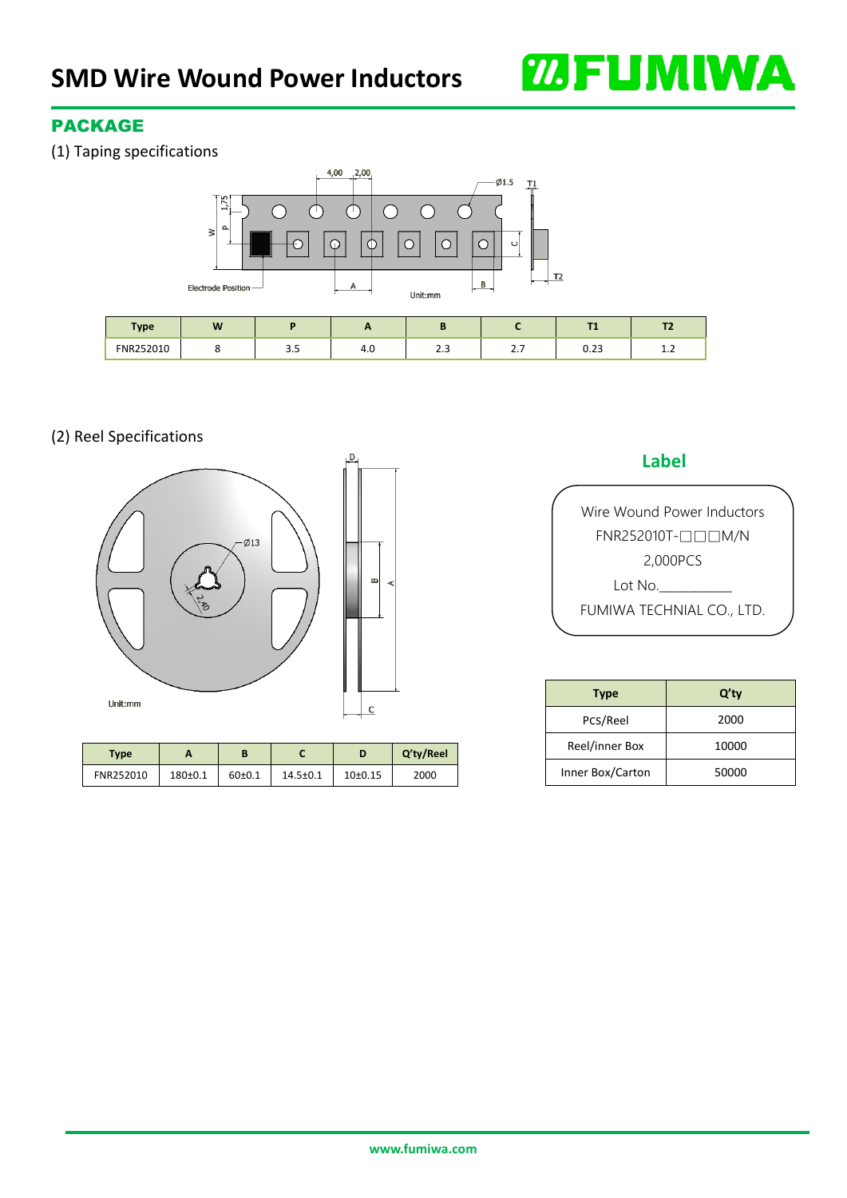# SMD Wire Wound Power Inductors

## PACKAGE

(1) Taping specifications

4,00 2,00 Ø1.5 T1

1,75 W P C

Electrode Position A B T2

Unit:mm

| Type | W | P | A | B | C | T1 | T2 |
|---|---|---|---|---|---|---|---|
| FNR252010 | 8 | 3.5 | 4.0 | 2.3 | 2.7 | 0.23 | 1.2 |

(2) Reel Specifications

Ø13 2.40 D B A C

Unit:mm

| Type | A | B | C | D | Q'ty/Reel |
|---|---|---|---|---|---|
| FNR252010 | 180±0.1 | 60±0.1 | 14.5±0.1 | 10±0.15 | 2000 |

### Label

Wire Wound Power Inductors
FNR252010T-□□□M/N
2,000PCS
Lot No.__________
FUMIWA TECHNIAL CO., LTD.

| Type | Q'ty |
|---|---|
| Pcs/Reel | 2000 |
| Reel/inner Box | 10000 |
| Inner Box/Carton | 50000 |

www.fumiwa.com